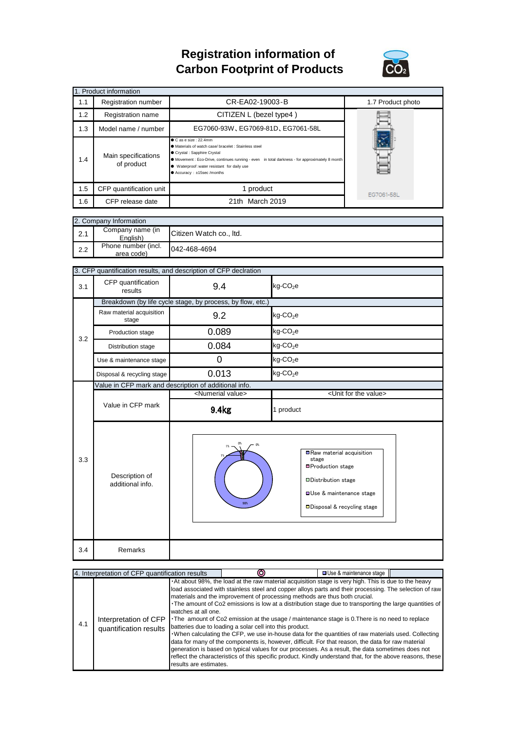# Registration information of Carbon Footprint of Products

| 1. Product information | | | |
|---|---|---|---|
| 1.1 | Registration number | CR-EA02-19003-B | 1.7 Product photo |
| 1.2 | Registration name | CITIZEN L (bezel type4 ) | |
| 1.3 | Model name / number | EG7060-93W、EG7069-81D、EG7061-58L | |
| 1.4 | Main specifications of product | ● C as e size : 22.4mm<br>● Materials of watch case/ bracelet : Stainless steel<br>● Crystal : Sapphire Crystal<br>● Movement : Eco-Drive, continues running - even in total darkness - for approximately 8 month<br>● Waterproof :water resistant for daily use<br>● Accuracy : ±15sec /months | |
| 1.5 | CFP quantification unit | 1 product | EG7061-58L |
| 1.6 | CFP release date | 21th March 2019 | |

| 2. Company Information | | |
|---|---|---|
| 2.1 | Company name (in English) | Citizen Watch co., ltd. |
| 2.2 | Phone number (incl. area code) | 042-468-4694 |

| 3. CFP quantification results, and description of CFP declration | | | |
|---|---|---|---|
| 3.1 | CFP quantification results | 9.4 | kg-$CO_2$e |
| 3.2 | Breakdown (by life cycle stage, by process, by flow, etc.) | | |
| | Raw material acquisition stage | 9.2 | kg-$CO_2$e |
| | Production stage | 0.089 | kg-$CO_2$e |
| | Distribution stage | 0.084 | kg-$CO_2$e |
| | Use & maintenance stage | 0 | kg-$CO_2$e |
| | Disposal & recycling stage | 0.013 | kg-$CO_2$e |
| 3.3 | Value in CFP mark and description of additional info. | | |
| | | <Numerial value> | <Unit for the value> |
| | Value in CFP mark | **9.4kg** | 1 product |
| | Description of additional info. | Chart: Raw material acquisition stage 98%; Production stage 1%; Distribution stage 1%; Use & maintenance stage 0%; Disposal & recycling stage 0% | |
| 3.4 | Remarks | | |

| 4. Interpretation of CFP quantification results | | |
|---|---|---|
| 4.1 | Interpretation of CFP quantification results | ・At about 98%, the load at the raw material acquisition stage is very high. This is due to the heavy load associated with stainless steel and copper alloys parts and their processing. The selection of raw materials and the improvement of processing methods are thus both crucial.<br>・The amount of Co2 emissions is low at a distribution stage due to transporting the large quantities of watches at all one.<br>・The amount of Co2 emission at the usage / maintenance stage is 0.There is no need to replace batteries due to loading a solar cell into this product.<br>・When calculating the CFP, we use in-house data for the quantities of raw materials used. Collecting data for many of the components is, however, difficult. For that reason, the data for raw material generation is based on typical values for our processes. As a result, the data sometimes does not reflect the characteristics of this specific product. Kindly understand that, for the above reasons, these results are estimates. |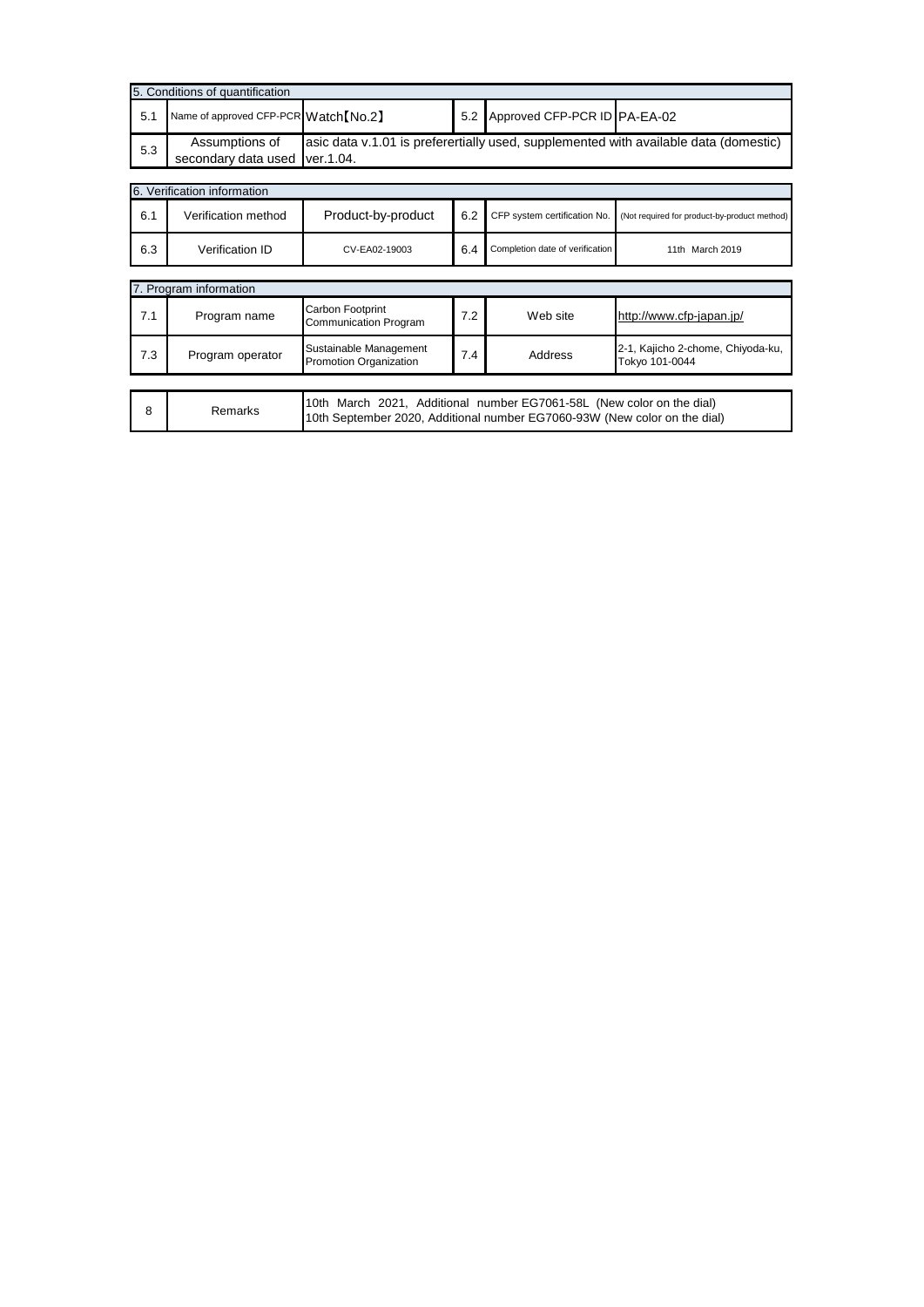| 5. Conditions of quantification | | | | |
|---|---|---|---|---|
| 5.1 | Name of approved CFP-PCR | Watch【No.2】 | 5.2 | Approved CFP-PCR ID | PA-EA-02 |
| 5.3 | Assumptions of secondary data used | asic data v.1.01 is preferertially used, supplemented with available data (domestic) ver.1.04. | | | |

| 6. Verification information | | | | | |
|---|---|---|---|---|---|
| 6.1 | Verification method | Product-by-product | 6.2 | CFP system certification No. | (Not required for product-by-product method) |
| 6.3 | Verification ID | CV-EA02-19003 | 6.4 | Completion date of verification | 11th March 2019 |

| 7. Program information | | | | | |
|---|---|---|---|---|---|
| 7.1 | Program name | Carbon Footprint Communication Program | 7.2 | Web site | http://www.cfp-japan.jp/ |
| 7.3 | Program operator | Sustainable Management Promotion Organization | 7.4 | Address | 2-1, Kajicho 2-chome, Chiyoda-ku, Tokyo 101-0044 |

| | | |
|---|---|---|
| 8 | Remarks | 10th March 2021, Additional number EG7061-58L (New color on the dial)<br>10th September 2020, Additional number EG7060-93W (New color on the dial) |